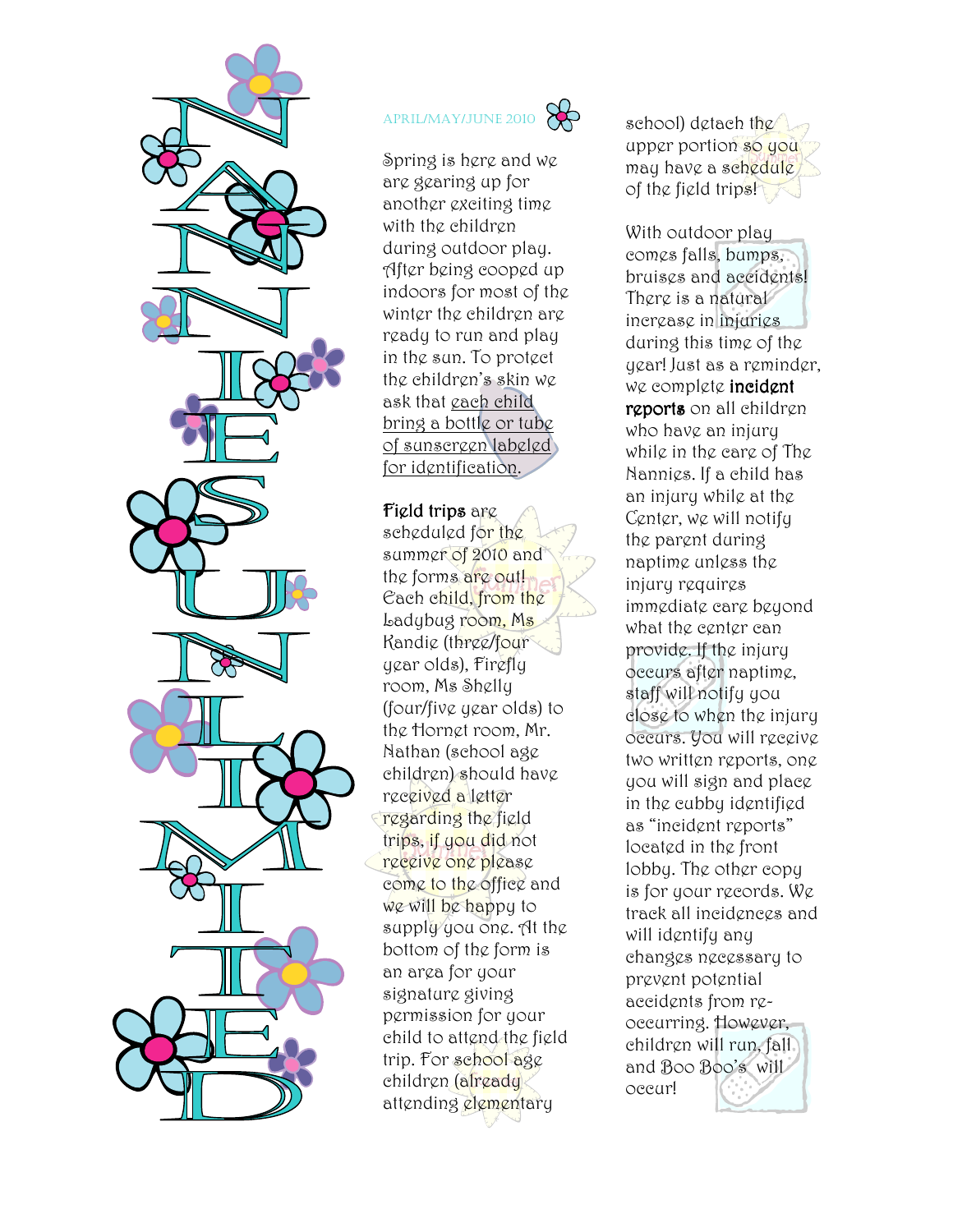# NANNIES UNLIMITED

APRIL/MAY/JUNE 2010

Spring is here and we are gearing up for another exciting time with the children during outdoor play. After being cooped up indoors for most of the winter the children are ready to run and play in the sun. To protect the children's skin we ask that each child bring a bottle or tube of sunscreen labeled for identification.

**Field trips** are scheduled for the summer of 2010 and the forms are out! Each child, from the Ladybug room, Ms Kandie (three/four year olds), Firefly room, Ms Shelly (four/five year olds) to the Hornet room, Mr. Nathan (school age children) should have received a letter regarding the field trips, if you did not receive one please come to the office and we will be happy to supply you one. At the bottom of the form is an area for your signature giving permission for your child to attend the field trip. For school age children (already attending elementary school) detach the upper portion so you may have a schedule of the field trips!

With outdoor play comes falls, bumps, bruises and accidents! There is a natural increase in injuries during this time of the year! Just as a reminder, we complete **incident reports** on all children who have an injury while in the care of The Nannies. If a child has an injury while at the Center, we will notify the parent during naptime unless the injury requires immediate care beyond what the center can provide. If the injury occurs after naptime, staff will notify you close to when the injury occurs. You will receive two written reports, one you will sign and place in the cubby identified as "incident reports" located in the front lobby. The other copy is for your records. We track all incidences and will identify any changes necessary to prevent potential accidents from re-occurring. However, children will run, fall and Boo Boo's will occur!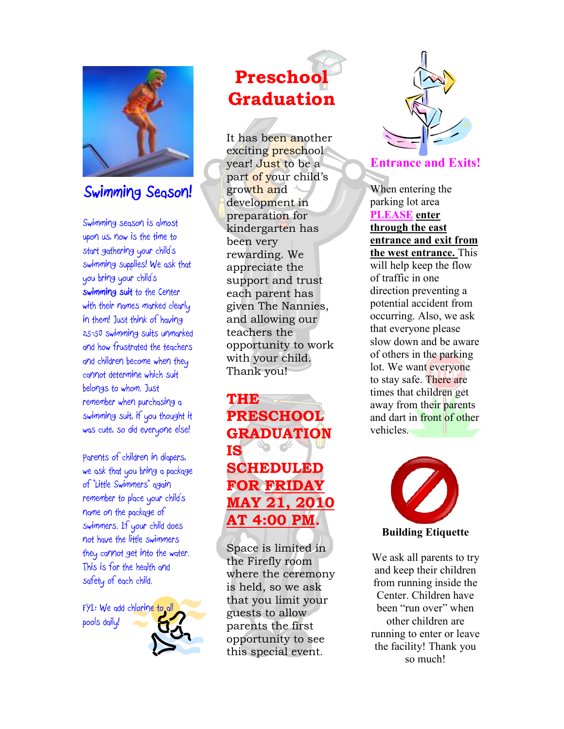## Swimming Season!

Swimming season is almost upon us, now is the time to start gathering your child's swimming supplies! We ask that you bring your child's **swimming suit** to the Center with their names marked clearly in them! Just think of having 25-50 swimming suits unmarked and how frustrated the teachers and children become when they cannot determine which suit belongs to whom. Just remember when purchasing a swimming suit, if you thought it was cute, so did everyone else!

Parents of children in diapers, we ask that you bring a package of "Little Swimmers" again remember to place your child's name on the package of swimmers. If your child does not have the little swimmers they cannot get into the water. This is for the health and safety of each child.

FYI: We add chlorine to all pools daily!

## Preschool Graduation

It has been another exciting preschool year! Just to be a part of your child's growth and development in preparation for kindergarten has been very rewarding. We appreciate the support and trust each parent has given The Nannies, and allowing our teachers the opportunity to work with your child. Thank you!

**THE PRESCHOOL GRADUATION IS SCHEDULED <u>FOR FRIDAY MAY 21, 2010 AT 4:00 PM</u>.**

Space is limited in the Firefly room where the ceremony is held, so we ask that you limit your guests to allow parents the first opportunity to see this special event.

## Entrance and Exits!

When entering the parking lot area **<u>PLEASE</u> <u>enter through the east entrance and exit from the west entrance.</u>** This will help keep the flow of traffic in one direction preventing a potential accident from occurring. Also, we ask that everyone please slow down and be aware of others in the parking lot. We want everyone to stay safe. There are times that children get away from their parents and dart in front of other vehicles.

## Building Etiquette

We ask all parents to try and keep their children from running inside the Center. Children have been "run over" when other children are running to enter or leave the facility! Thank you so much!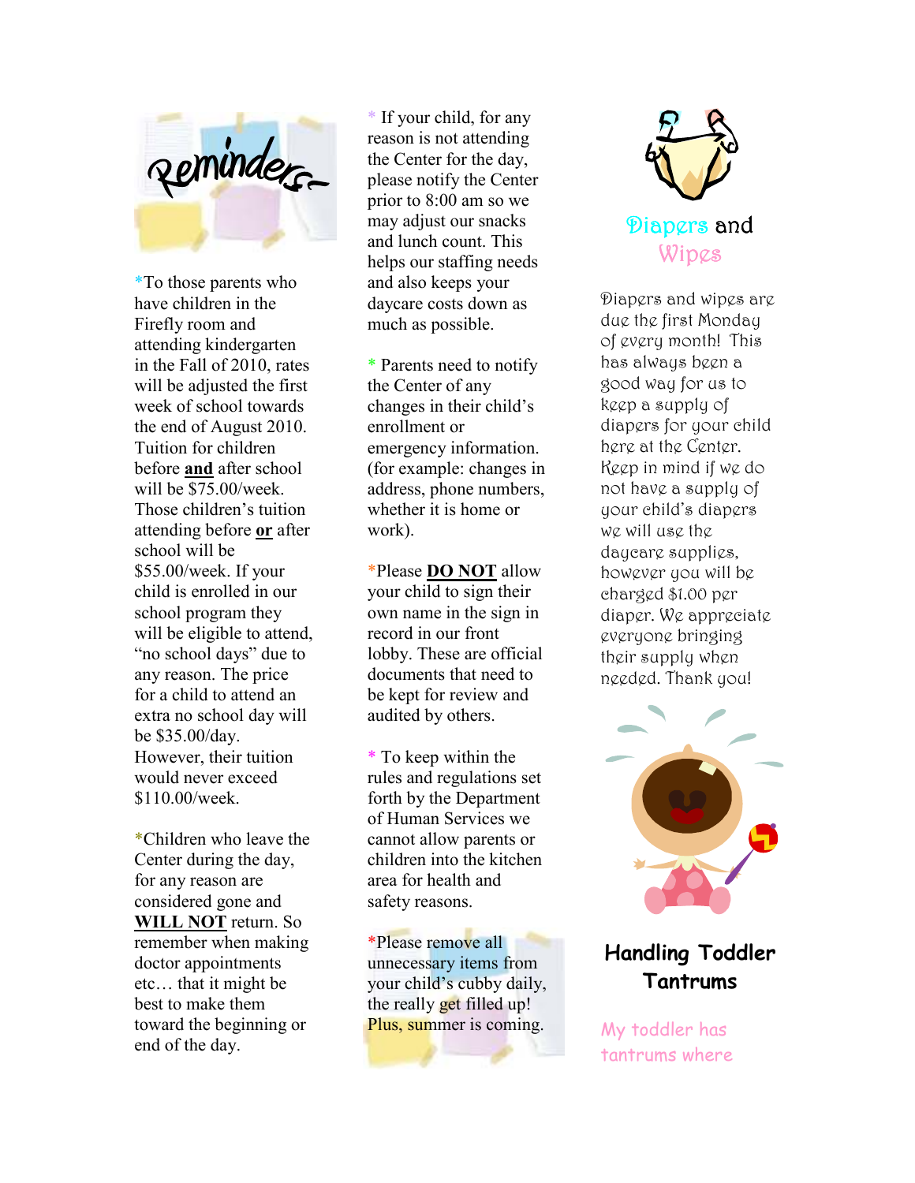# Reminders

*To those parents who have children in the Firefly room and attending kindergarten in the Fall of 2010, rates will be adjusted the first week of school towards the end of August 2010. Tuition for children before **and** after school will be $75.00/week. Those children's tuition attending before **or** after school will be $55.00/week. If your child is enrolled in our school program they will be eligible to attend, "no school days" due to any reason. The price for a child to attend an extra no school day will be $35.00/day. However, their tuition would never exceed $110.00/week.

*Children who leave the Center during the day, for any reason are considered gone and **WILL NOT** return. So remember when making doctor appointments etc… that it might be best to make them toward the beginning or end of the day.

* If your child, for any reason is not attending the Center for the day, please notify the Center prior to 8:00 am so we may adjust our snacks and lunch count. This helps our staffing needs and also keeps your daycare costs down as much as possible.

* Parents need to notify the Center of any changes in their child's enrollment or emergency information. (for example: changes in address, phone numbers, whether it is home or work).

*Please **DO NOT** allow your child to sign their own name in the sign in record in our front lobby. These are official documents that need to be kept for review and audited by others.

* To keep within the rules and regulations set forth by the Department of Human Services we cannot allow parents or children into the kitchen area for health and safety reasons.

*Please remove all unnecessary items from your child's cubby daily, the really get filled up! Plus, summer is coming.

## Diapers and Wipes

Diapers and wipes are due the first Monday of every month! This has always been a good way for us to keep a supply of diapers for your child here at the Center. Keep in mind if we do not have a supply of your child's diapers we will use the daycare supplies, however you will be charged $1.00 per diaper. We appreciate everyone bringing their supply when needed. Thank you!

## Handling Toddler Tantrums

My toddler has tantrums where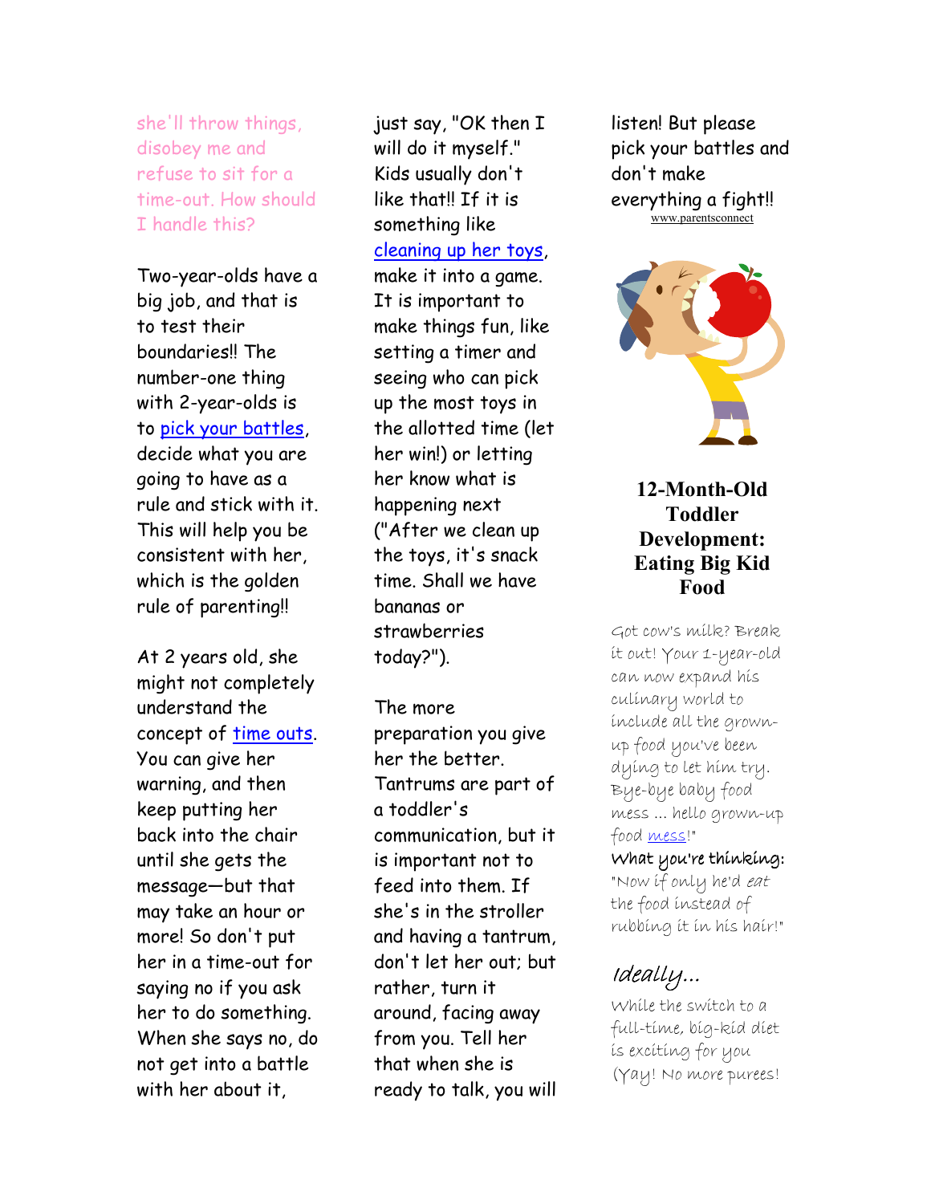she'll throw things, disobey me and refuse to sit for a time-out. How should I handle this?

Two-year-olds have a big job, and that is to test their boundaries!! The number-one thing with 2-year-olds is to pick your battles, decide what you are going to have as a rule and stick with it. This will help you be consistent with her, which is the golden rule of parenting!!

At 2 years old, she might not completely understand the concept of time outs. You can give her warning, and then keep putting her back into the chair until she gets the message—but that may take an hour or more! So don't put her in a time-out for saying no if you ask her to do something. When she says no, do not get into a battle with her about it, just say, "OK then I will do it myself." Kids usually don't like that!! If it is something like cleaning up her toys, make it into a game. It is important to make things fun, like setting a timer and seeing who can pick up the most toys in the allotted time (let her win!) or letting her know what is happening next ("After we clean up the toys, it's snack time. Shall we have bananas or strawberries today?").

The more preparation you give her the better. Tantrums are part of a toddler's communication, but it is important not to feed into them. If she's in the stroller and having a tantrum, don't let her out; but rather, turn it around, facing away from you. Tell her that when she is ready to talk, you will listen! But please pick your battles and don't make everything a fight!!

www.parentsconnect

## 12-Month-Old Toddler Development: Eating Big Kid Food

Got cow's milk? Break it out! Your 1-year-old can now expand his culinary world to include all the grown-up food you've been dying to let him try. Bye-bye baby food mess ... hello grown-up food mess!"

What you're thinking: "Now if only he'd *eat* the food instead of rubbing it in his hair!"

### Ideally...

While the switch to a full-time, big-kid diet is exciting for you (Yay! No more purees!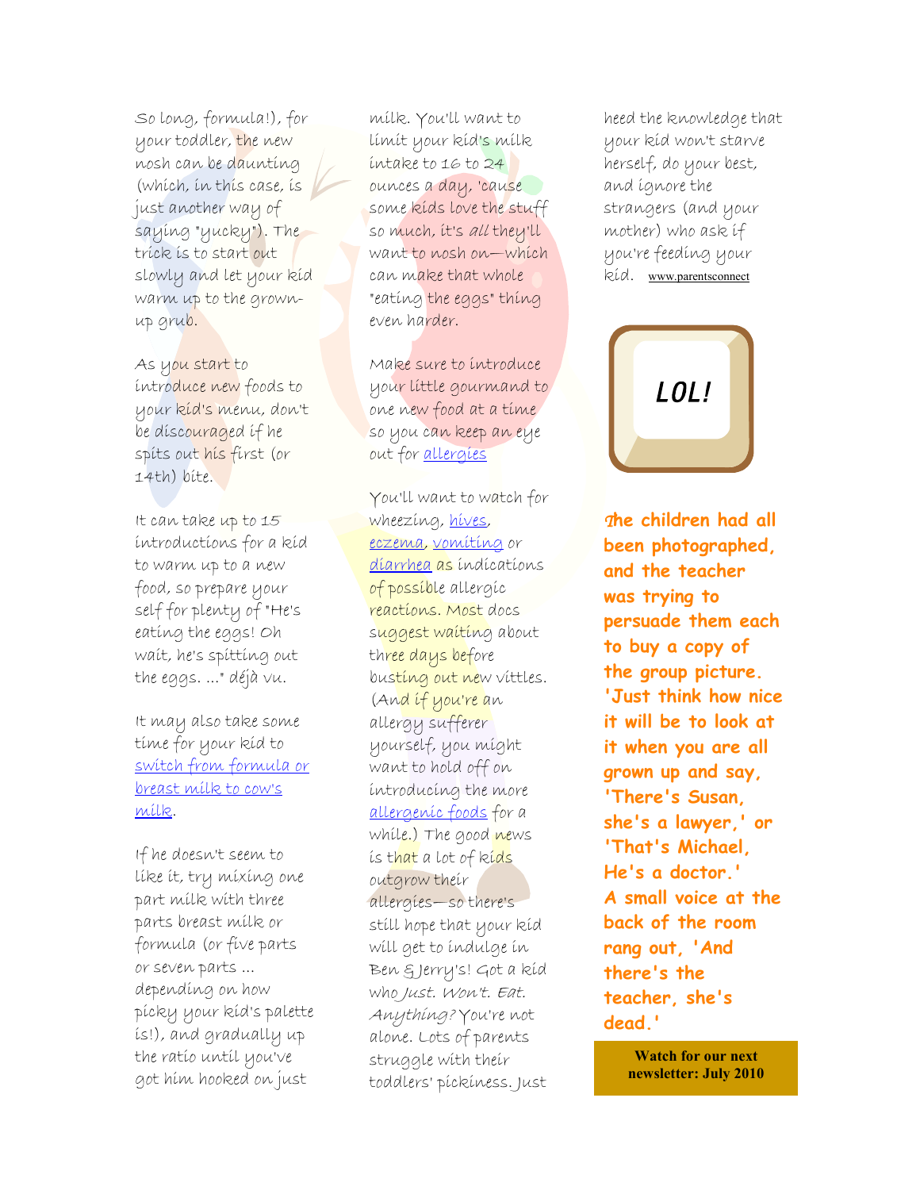So long, formula!), for your toddler, the new nosh can be daunting (which, in this case, is just another way of saying "yucky"). The trick is to start out slowly and let your kid warm up to the grown-up grub.

As you start to introduce new foods to your kid's menu, don't be discouraged if he spits out his first (or 14th) bite.

It can take up to 15 introductions for a kid to warm up to a new food, so prepare your self for plenty of "He's eating the eggs! Oh wait, he's spitting out the eggs. ..." déjà vu.

It may also take some time for your kid to switch from formula or breast milk to cow's milk.

If he doesn't seem to like it, try mixing one part milk with three parts breast milk or formula (or five parts or seven parts ... depending on how picky your kid's palette is!), and gradually up the ratio until you've got him hooked on just milk. You'll want to limit your kid's milk intake to 16 to 24 ounces a day, 'cause some kids love the stuff so much, it's *all* they'll want to nosh on—which can make that whole "eating the eggs" thing even harder.

Make sure to introduce your little gourmand to one new food at a time so you can keep an eye out for allergies

You'll want to watch for wheezing, hives, eczema, vomiting or diarrhea as indications of possible allergic reactions. Most docs suggest waiting about three days before busting out new vittles. (And if you're an allergy sufferer yourself, you might want to hold off on introducing the more allergenic foods for a while.) The good news is that a lot of kids outgrow their allergies—so there's still hope that your kid will get to indulge in Ben & Jerry's! Got a kid who *Just. Won't. Eat. Anything?* You're not alone. Lots of parents struggle with their toddlers' pickiness. Just heed the knowledge that your kid won't starve herself, do your best, and ignore the strangers (and your mother) who ask if you're feeding your kid. www.parentsconnect

LOL!

**The children had all been photographed, and the teacher was trying to persuade them each to buy a copy of the group picture. 'Just think how nice it will be to look at it when you are all grown up and say, 'There's Susan, she's a lawyer,' or 'That's Michael, He's a doctor.' A small voice at the back of the room rang out, 'And there's the teacher, she's dead.'**

**Watch for our next newsletter: July 2010**